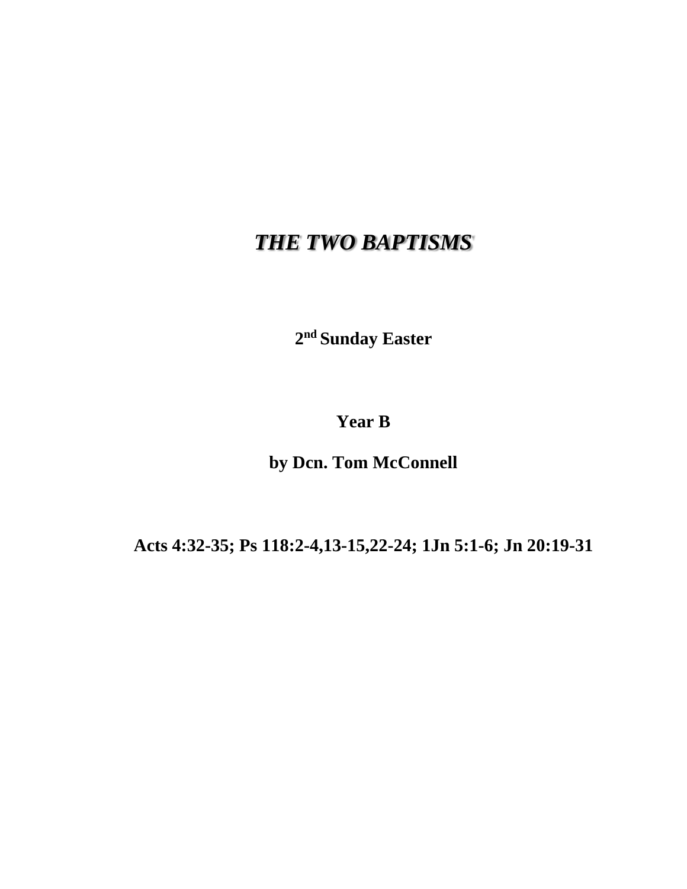# *THE TWO BAPTISMS*

**2nd Sunday Easter**

**Year B**

**by Dcn. Tom McConnell**

**Acts 4:32-35; Ps 118:2-4,13-15,22-24; 1Jn 5:1-6; Jn 20:19-31**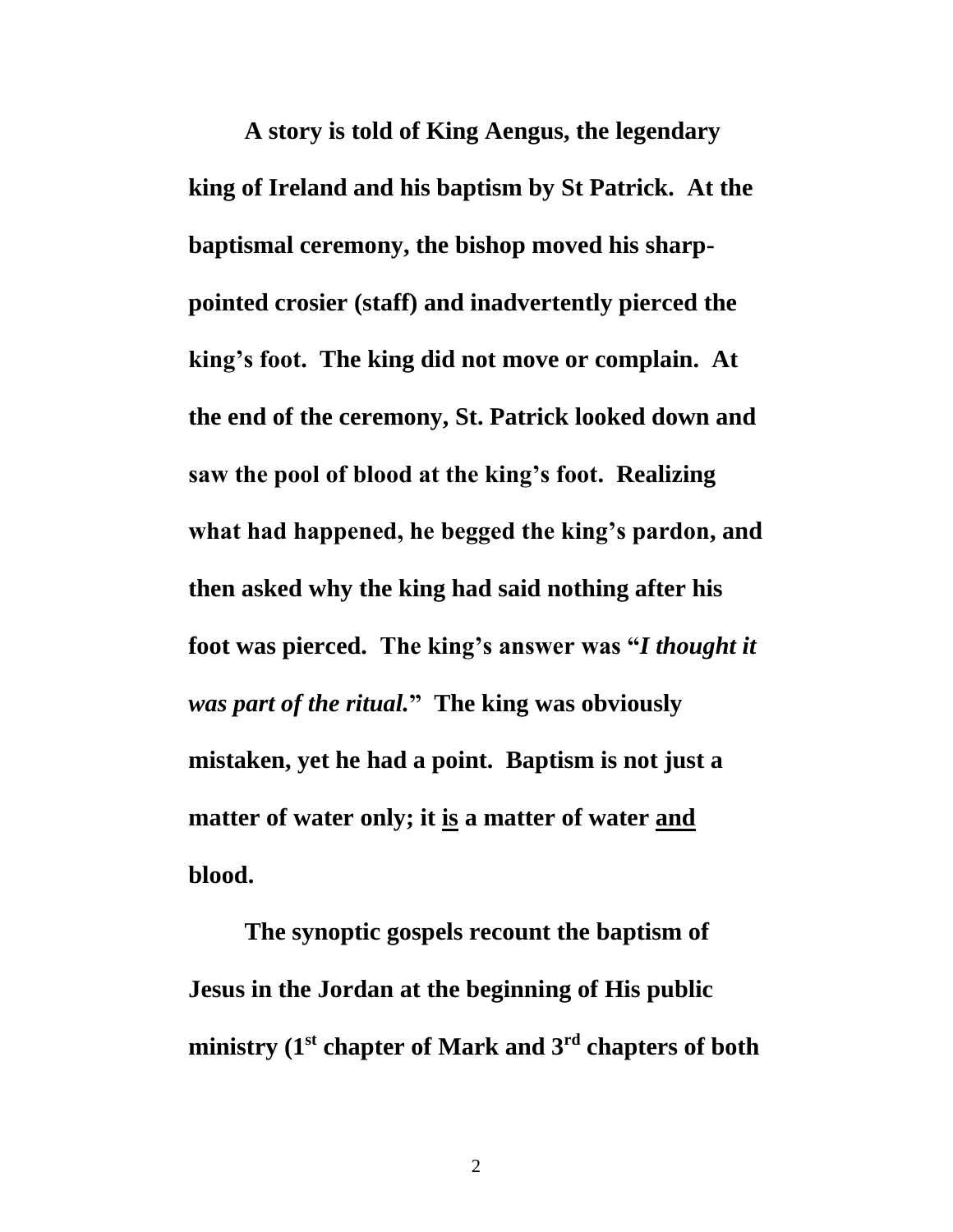**A story is told of King Aengus, the legendary king of Ireland and his baptism by St Patrick. At the baptismal ceremony, the bishop moved his sharp-pointed crosier (staff) and inadvertently pierced the king's foot. The king did not move or complain. At the end of the ceremony, St. Patrick looked down and saw the pool of blood at the king's foot. Realizing what had happened, he begged the king's pardon, and then asked why the king had said nothing after his foot was pierced. The king's answer was "*I thought it was part of the ritual.*" The king was obviously mistaken, yet he had a point. Baptism is not just a matter of water only; it <u>is</u> a matter of water <u>and</u> blood.**

**The synoptic gospels recount the baptism of Jesus in the Jordan at the beginning of His public ministry (1st chapter of Mark and 3rd chapters of both**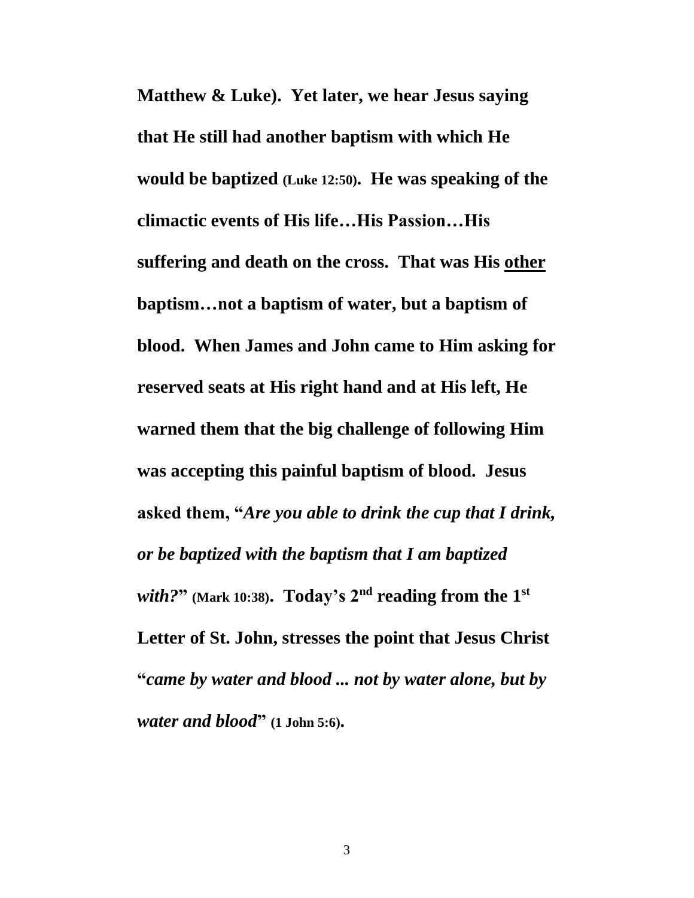**Matthew & Luke). Yet later, we hear Jesus saying that He still had another baptism with which He would be baptized (Luke 12:50). He was speaking of the climactic events of His life…His Passion…His suffering and death on the cross. That was His <u>other</u> baptism…not a baptism of water, but a baptism of blood. When James and John came to Him asking for reserved seats at His right hand and at His left, He warned them that the big challenge of following Him was accepting this painful baptism of blood. Jesus asked them, "*Are you able to drink the cup that I drink, or be baptized with the baptism that I am baptized with?*" (Mark 10:38). Today's 2nd reading from the 1st Letter of St. John, stresses the point that Jesus Christ "*came by water and blood ... not by water alone, but by water and blood*" (1 John 5:6).**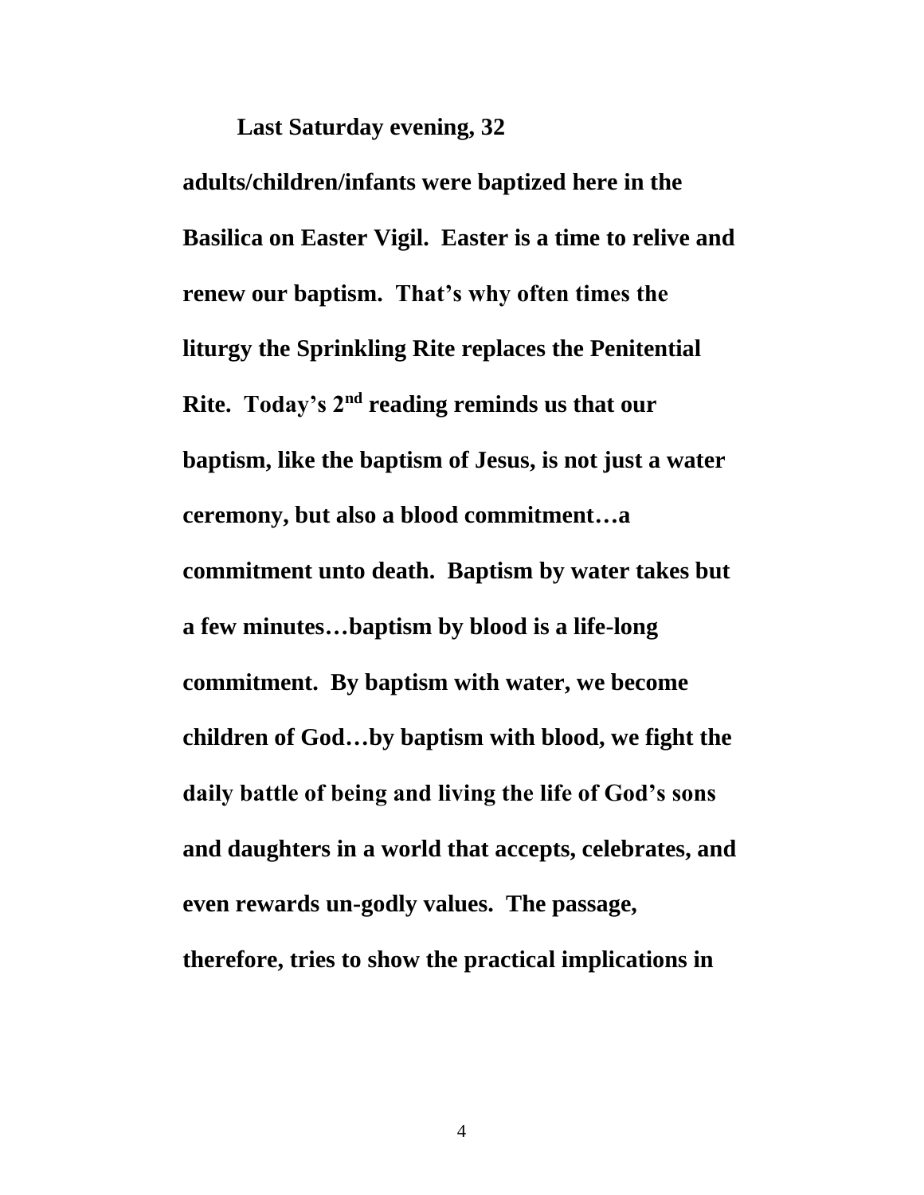**Last Saturday evening, 32 adults/children/infants were baptized here in the Basilica on Easter Vigil. Easter is a time to relive and renew our baptism. That's why often times the liturgy the Sprinkling Rite replaces the Penitential Rite. Today's 2nd reading reminds us that our baptism, like the baptism of Jesus, is not just a water ceremony, but also a blood commitment…a commitment unto death. Baptism by water takes but a few minutes…baptism by blood is a life-long commitment. By baptism with water, we become children of God…by baptism with blood, we fight the daily battle of being and living the life of God's sons and daughters in a world that accepts, celebrates, and even rewards un-godly values. The passage, therefore, tries to show the practical implications in**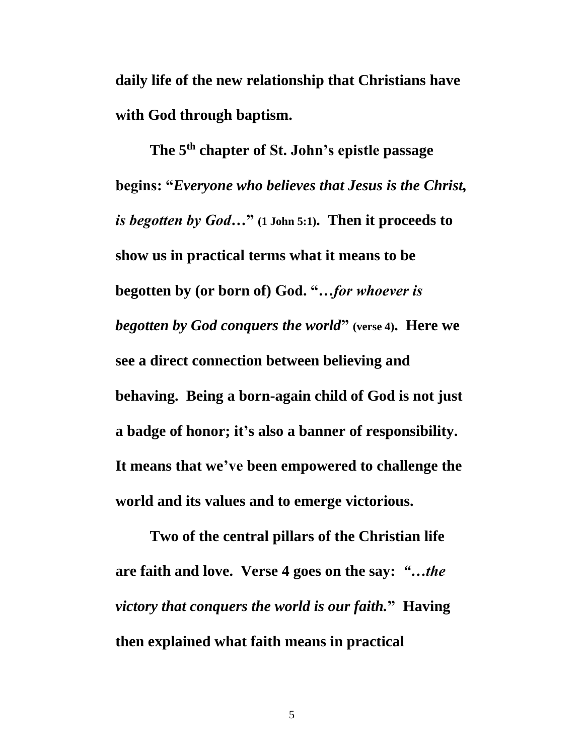**daily life of the new relationship that Christians have with God through baptism.**

**The 5th chapter of St. John's epistle passage begins: "*Everyone who believes that Jesus is the Christ, is begotten by God*…" (1 John 5:1). Then it proceeds to show us in practical terms what it means to be begotten by (or born of) God. "…*for whoever is begotten by God conquers the world*" (verse 4). Here we see a direct connection between believing and behaving. Being a born-again child of God is not just a badge of honor; it's also a banner of responsibility. It means that we've been empowered to challenge the world and its values and to emerge victorious.**

**Two of the central pillars of the Christian life are faith and love. Verse 4 goes on the say: *"…the victory that conquers the world is our faith.*" Having then explained what faith means in practical**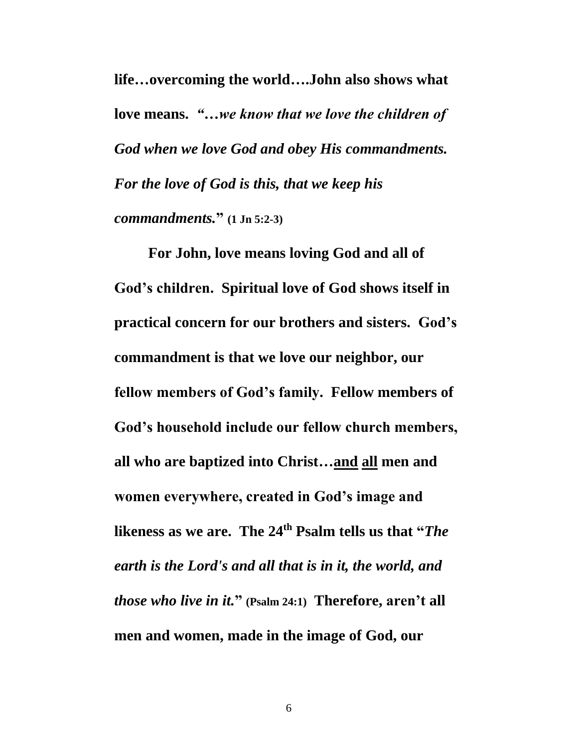**life…overcoming the world….John also shows what love means.** ***"…we know that we love the children of God when we love God and obey His commandments. For the love of God is this, that we keep his commandments.*" (1 Jn 5:2-3)**

**For John, love means loving God and all of God's children. Spiritual love of God shows itself in practical concern for our brothers and sisters. God's commandment is that we love our neighbor, our fellow members of God's family. Fellow members of God's household include our fellow church members, all who are baptized into Christ…<u>and</u> <u>all</u> men and women everywhere, created in God's image and likeness as we are. The 24th Psalm tells us that "*The earth is the Lord's and all that is in it, the world, and those who live in it.*" (Psalm 24:1) Therefore, aren't all men and women, made in the image of God, our**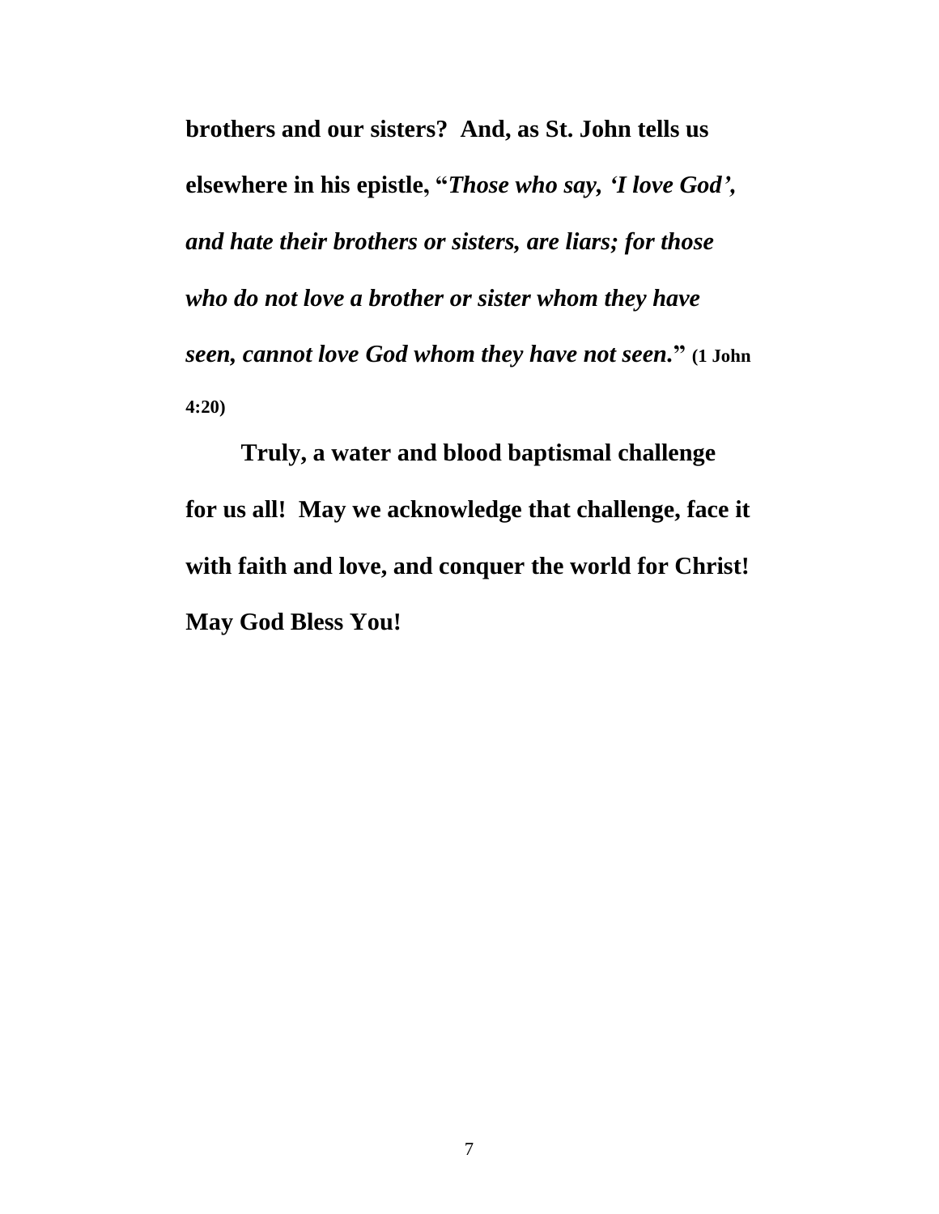**brothers and our sisters?  And, as St. John tells us elsewhere in his epistle, "*Those who say, 'I love God', and hate their brothers or sisters, are liars; for those who do not love a brother or sister whom they have seen, cannot love God whom they have not seen.*" (1 John 4:20)**

**Truly, a water and blood baptismal challenge for us all!  May we acknowledge that challenge, face it with faith and love, and conquer the world for Christ! May God Bless You!**